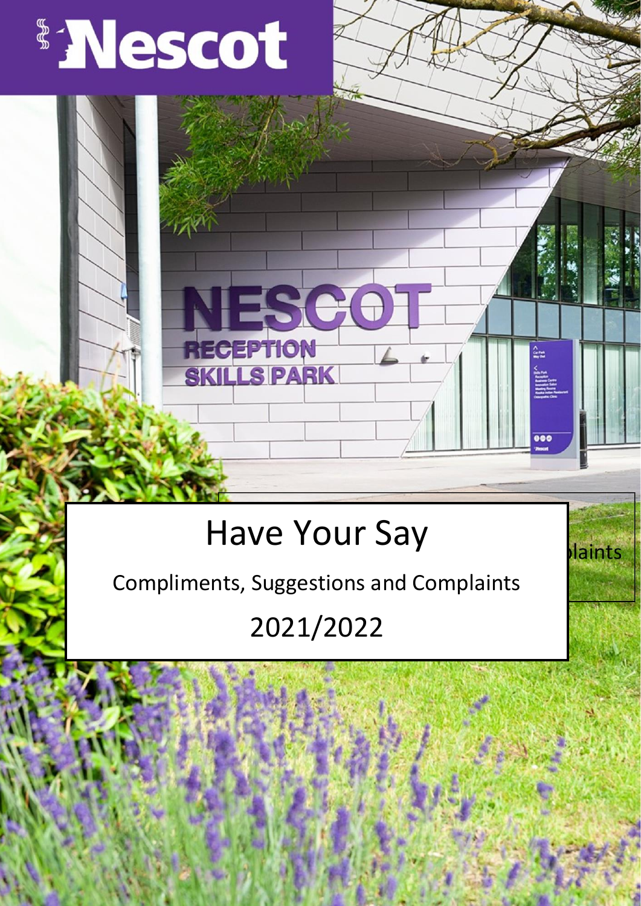# Have Your Say

Compliments, Suggestions and Complaints

2021/2022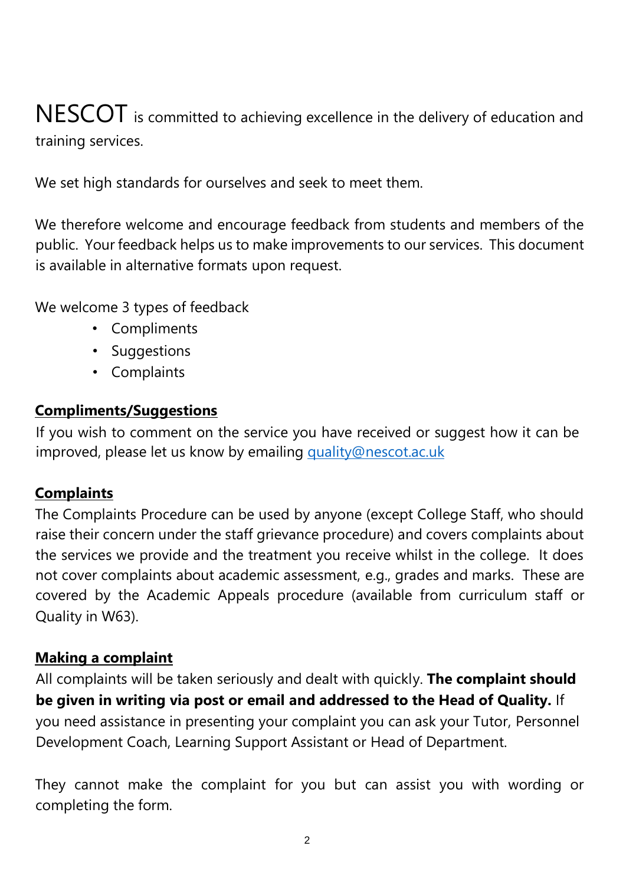NESCOT is committed to achieving excellence in the delivery of education and training services.

We set high standards for ourselves and seek to meet them.

We therefore welcome and encourage feedback from students and members of the public. Your feedback helps us to make improvements to our services. This document is available in alternative formats upon request.

We welcome 3 types of feedback

- Compliments
- Suggestions
- Complaints

## Compliments/Suggestions

If you wish to comment on the service you have received or suggest how it can be improved, please let us know by emailing [quality@nescot.ac.uk](mailto:quality@nescot.ac.uk)

## Complaints

The Complaints Procedure can be used by anyone (except College Staff, who should raise their concern under the staff grievance procedure) and covers complaints about the services we provide and the treatment you receive whilst in the college. It does not cover complaints about academic assessment, e.g., grades and marks. These are covered by the Academic Appeals procedure (available from curriculum staff or Quality in W63).

## Making a complaint

All complaints will be taken seriously and dealt with quickly. **The complaint should be given in writing via post or email and addressed to the Head of Quality.** If you need assistance in presenting your complaint you can ask your Tutor, Personnel Development Coach, Learning Support Assistant or Head of Department.

They cannot make the complaint for you but can assist you with wording or completing the form.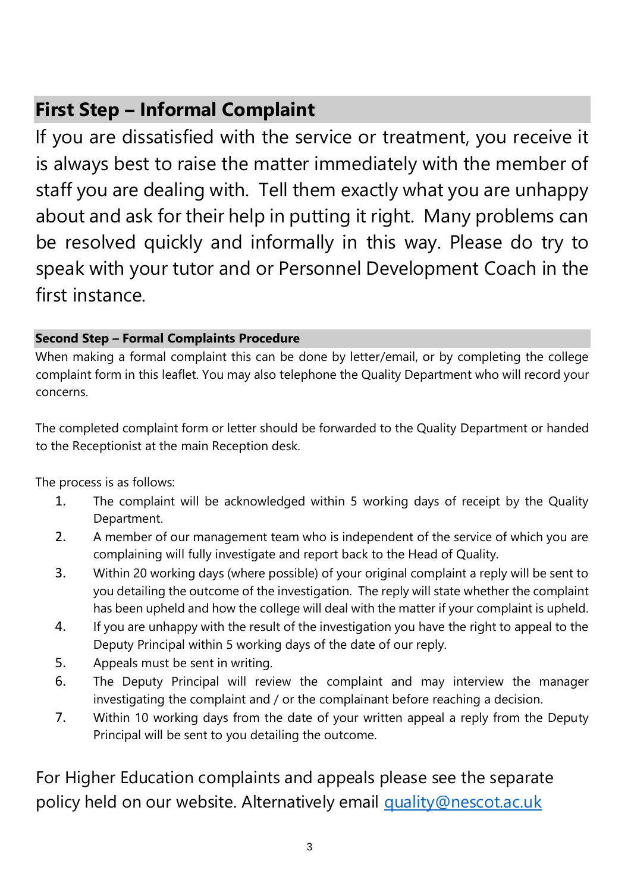## First Step – Informal Complaint

If you are dissatisfied with the service or treatment, you receive it is always best to raise the matter immediately with the member of staff you are dealing with. Tell them exactly what you are unhappy about and ask for their help in putting it right. Many problems can be resolved quickly and informally in this way. Please do try to speak with your tutor and or Personnel Development Coach in the first instance.

### Second Step – Formal Complaints Procedure

When making a formal complaint this can be done by letter/email, or by completing the college complaint form in this leaflet. You may also telephone the Quality Department who will record your concerns.

The completed complaint form or letter should be forwarded to the Quality Department or handed to the Receptionist at the main Reception desk.

The process is as follows:

1. The complaint will be acknowledged within 5 working days of receipt by the Quality Department.
2. A member of our management team who is independent of the service of which you are complaining will fully investigate and report back to the Head of Quality.
3. Within 20 working days (where possible) of your original complaint a reply will be sent to you detailing the outcome of the investigation. The reply will state whether the complaint has been upheld and how the college will deal with the matter if your complaint is upheld.
4. If you are unhappy with the result of the investigation you have the right to appeal to the Deputy Principal within 5 working days of the date of our reply.
5. Appeals must be sent in writing.
6. The Deputy Principal will review the complaint and may interview the manager investigating the complaint and / or the complainant before reaching a decision.
7. Within 10 working days from the date of your written appeal a reply from the Deputy Principal will be sent to you detailing the outcome.

For Higher Education complaints and appeals please see the separate policy held on our website. Alternatively email quality@nescot.ac.uk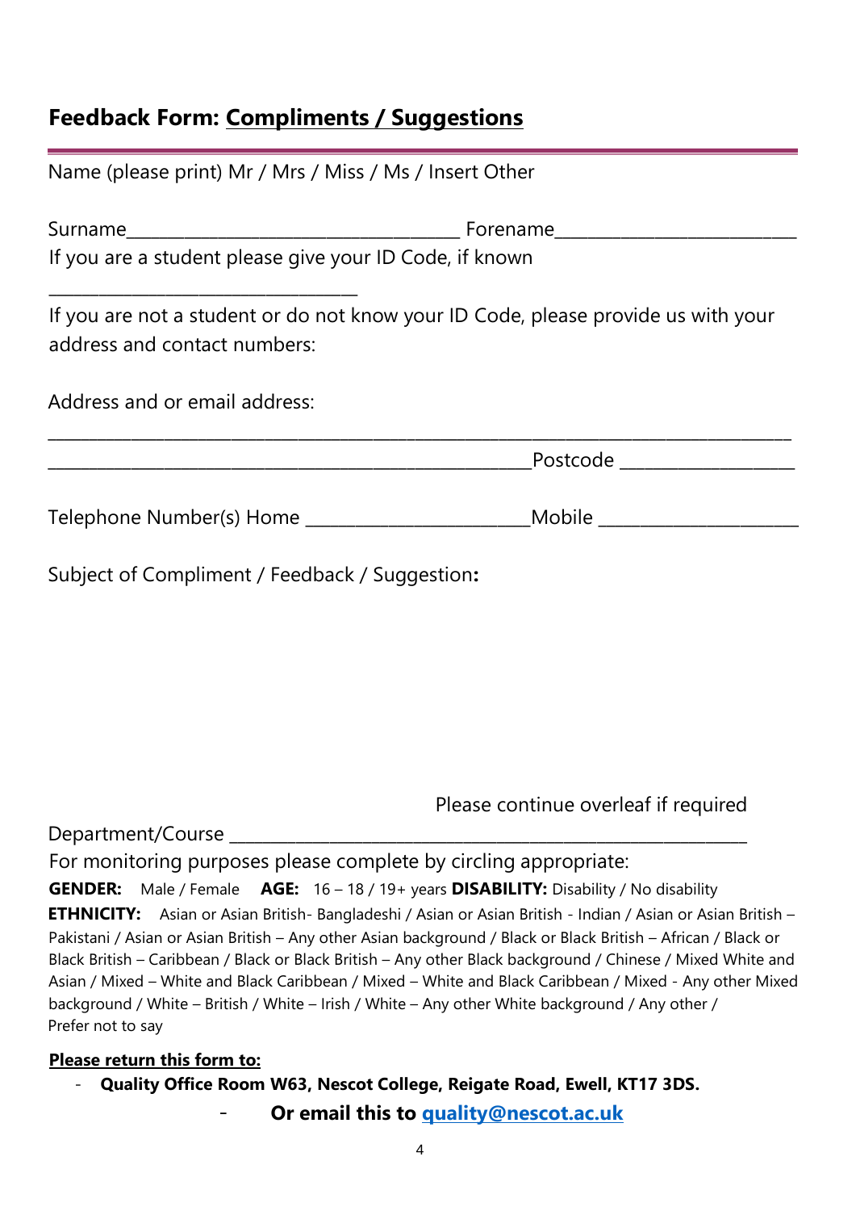## Feedback Form: Compliments / Suggestions

Name (please print) Mr / Mrs / Miss / Ms / Insert Other

Surname____________________________________ Forename__________________________

If you are a student please give your ID Code, if known

__________________________________

If you are not a student or do not know your ID Code, please provide us with your address and contact numbers:

Address and or email address:

_________________________________________________________________________________

_____________________________________________________Postcode __________________

Telephone Number(s) Home ________________________Mobile _____________________

Subject of Compliment / Feedback / Suggestion**:**

Please continue overleaf if required

Department/Course ______________________________________________________________

For monitoring purposes please complete by circling appropriate:

**GENDER:** Male / Female **AGE:** 16 – 18 / 19+ years **DISABILITY:** Disability / No disability

**ETHNICITY:** Asian or Asian British- Bangladeshi / Asian or Asian British - Indian / Asian or Asian British – Pakistani / Asian or Asian British – Any other Asian background / Black or Black British – African / Black or Black British – Caribbean / Black or Black British – Any other Black background / Chinese / Mixed White and Asian / Mixed – White and Black Caribbean / Mixed – White and Black Caribbean / Mixed - Any other Mixed background / White – British / White – Irish / White – Any other White background / Any other / Prefer not to say

**Please return this form to:**

- **Quality Office Room W63, Nescot College, Reigate Road, Ewell, KT17 3DS.**
- **Or email this to [quality@nescot.ac.uk](mailto:quality@nescot.ac.uk)**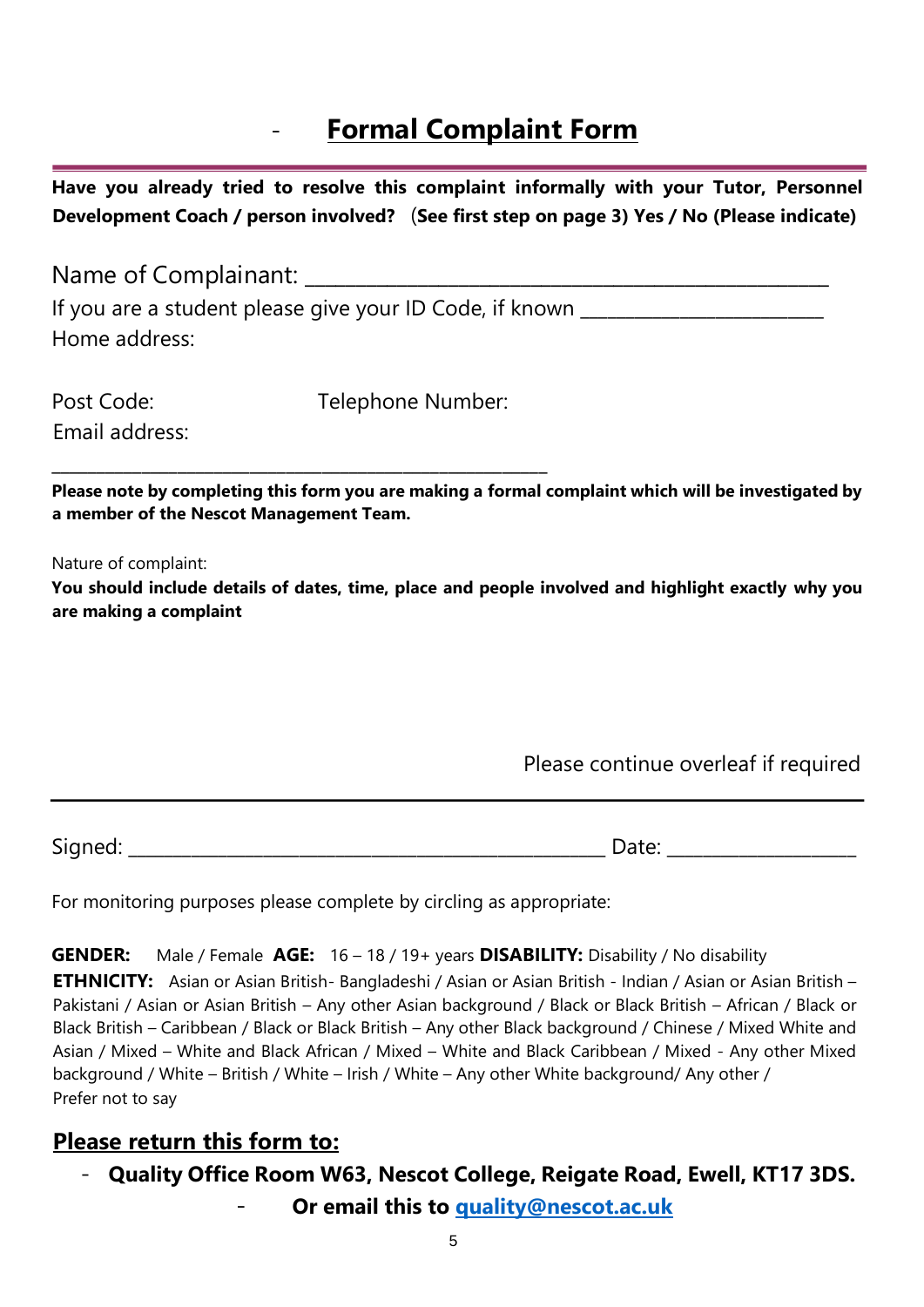# Formal Complaint Form

**Have you already tried to resolve this complaint informally with your Tutor, Personnel Development Coach / person involved? (See first step on page 3) Yes / No (Please indicate)**

Name of Complainant: ___________________________________________________

If you are a student please give your ID Code, if known _________________________

Home address:

Post Code: Telephone Number:

Email address:

____________________________________________________

**Please note by completing this form you are making a formal complaint which will be investigated by a member of the Nescot Management Team.**

Nature of complaint:

**You should include details of dates, time, place and people involved and highlight exactly why you are making a complaint**

Please continue overleaf if required

Signed: _________________________________________________ Date: ___________________

For monitoring purposes please complete by circling as appropriate:

**GENDER:** Male / Female **AGE:** 16 – 18 / 19+ years **DISABILITY:** Disability / No disability

**ETHNICITY:** Asian or Asian British- Bangladeshi / Asian or Asian British - Indian / Asian or Asian British – Pakistani / Asian or Asian British – Any other Asian background / Black or Black British – African / Black or Black British – Caribbean / Black or Black British – Any other Black background / Chinese / Mixed White and Asian / Mixed – White and Black African / Mixed – White and Black Caribbean / Mixed - Any other Mixed background / White – British / White – Irish / White – Any other White background/ Any other / Prefer not to say

## Please return this form to:

- **Quality Office Room W63, Nescot College, Reigate Road, Ewell, KT17 3DS.**
- **Or email this to [quality@nescot.ac.uk](mailto:quality@nescot.ac.uk)**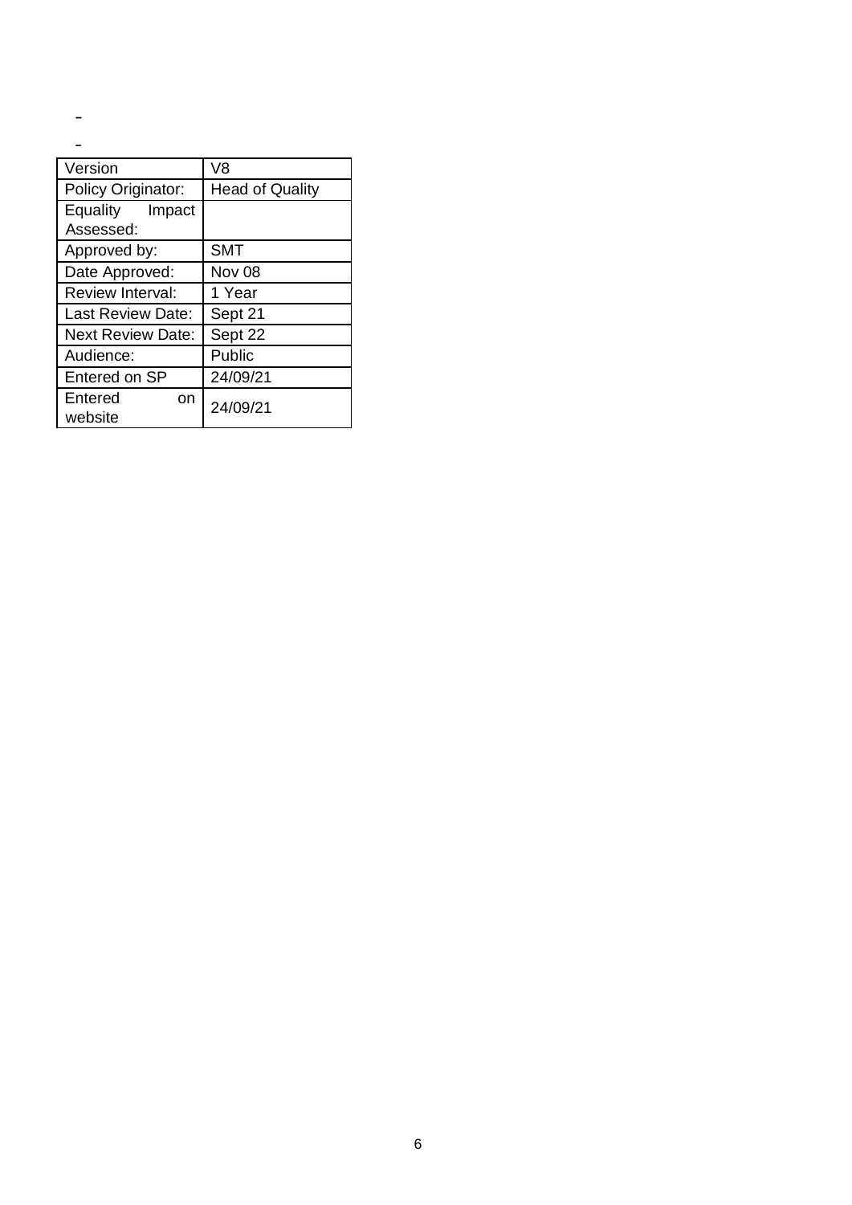-

-

| | |
|---|---|
| Version | V8 |
| Policy Originator: | Head of Quality |
| Equality Impact Assessed: | |
| Approved by: | SMT |
| Date Approved: | Nov 08 |
| Review Interval: | 1 Year |
| Last Review Date: | Sept 21 |
| Next Review Date: | Sept 22 |
| Audience: | Public |
| Entered on SP | 24/09/21 |
| Entered on website | 24/09/21 |